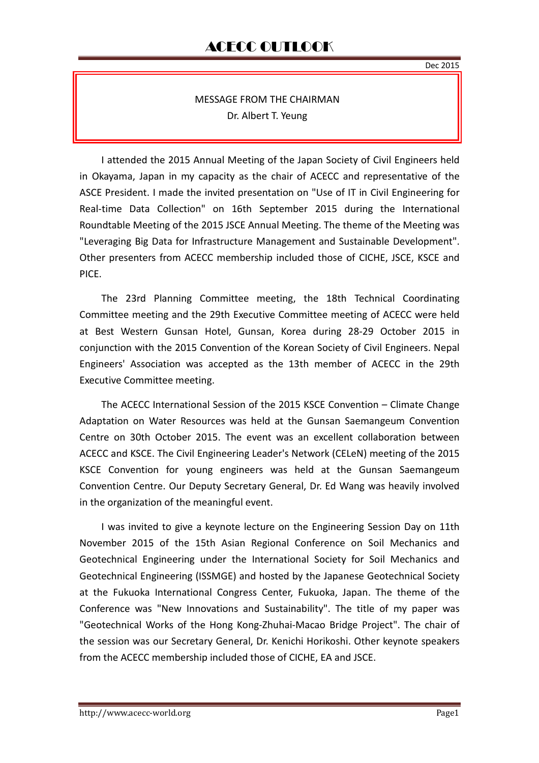# ACECC OUTLOOK

Dec 2015

## MESSAGE FROM THE CHAIRMAN

Dr. Albert T. Yeung

I attended the 2015 Annual Meeting of the Japan Society of Civil Engineers held in Okayama, Japan in my capacity as the chair of ACECC and representative of the ASCE President. I made the invited presentation on "Use of IT in Civil Engineering for Real-time Data Collection" on 16th September 2015 during the International Roundtable Meeting of the 2015 JSCE Annual Meeting. The theme of the Meeting was "Leveraging Big Data for Infrastructure Management and Sustainable Development". Other presenters from ACECC membership included those of CICHE, JSCE, KSCE and PICE.

The 23rd Planning Committee meeting, the 18th Technical Coordinating Committee meeting and the 29th Executive Committee meeting of ACECC were held at Best Western Gunsan Hotel, Gunsan, Korea during 28-29 October 2015 in conjunction with the 2015 Convention of the Korean Society of Civil Engineers. Nepal Engineers' Association was accepted as the 13th member of ACECC in the 29th Executive Committee meeting.

The ACECC International Session of the 2015 KSCE Convention – Climate Change Adaptation on Water Resources was held at the Gunsan Saemangeum Convention Centre on 30th October 2015. The event was an excellent collaboration between ACECC and KSCE. The Civil Engineering Leader's Network (CELeN) meeting of the 2015 KSCE Convention for young engineers was held at the Gunsan Saemangeum Convention Centre. Our Deputy Secretary General, Dr. Ed Wang was heavily involved in the organization of the meaningful event.

I was invited to give a keynote lecture on the Engineering Session Day on 11th November 2015 of the 15th Asian Regional Conference on Soil Mechanics and Geotechnical Engineering under the International Society for Soil Mechanics and Geotechnical Engineering (ISSMGE) and hosted by the Japanese Geotechnical Society at the Fukuoka International Congress Center, Fukuoka, Japan. The theme of the Conference was "New Innovations and Sustainability". The title of my paper was "Geotechnical Works of the Hong Kong-Zhuhai-Macao Bridge Project". The chair of the session was our Secretary General, Dr. Kenichi Horikoshi. Other keynote speakers from the ACECC membership included those of CICHE, EA and JSCE.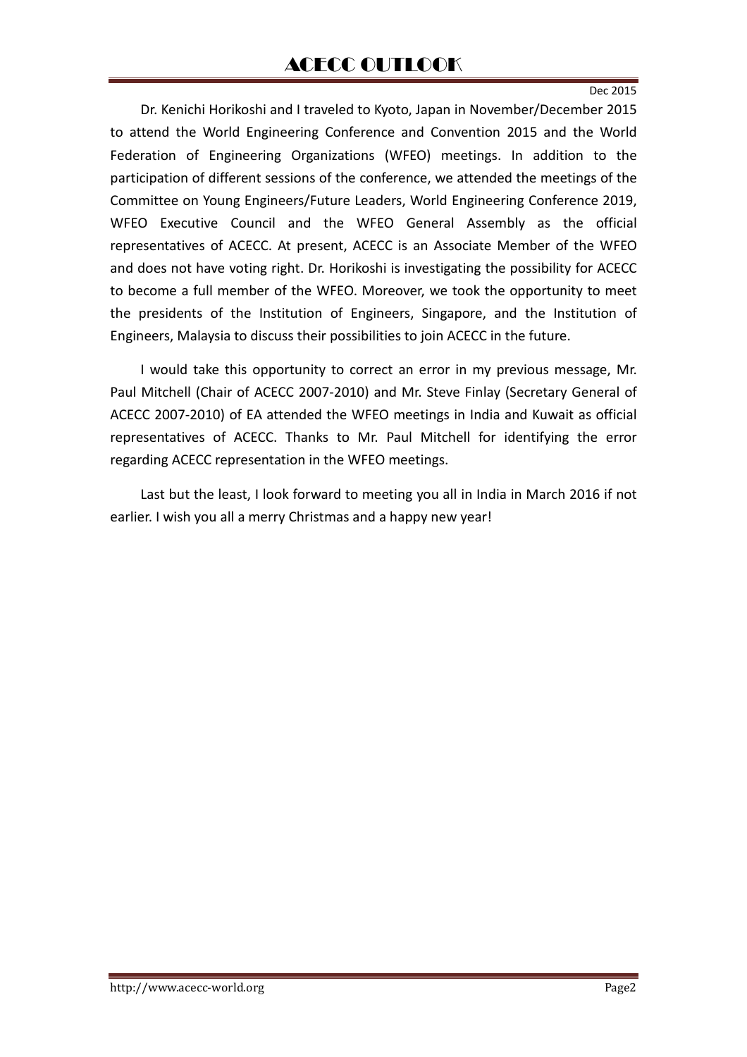Dr. Kenichi Horikoshi and I traveled to Kyoto, Japan in November/December 2015 to attend the World Engineering Conference and Convention 2015 and the World Federation of Engineering Organizations (WFEO) meetings. In addition to the participation of different sessions of the conference, we attended the meetings of the Committee on Young Engineers/Future Leaders, World Engineering Conference 2019, WFEO Executive Council and the WFEO General Assembly as the official representatives of ACECC. At present, ACECC is an Associate Member of the WFEO and does not have voting right. Dr. Horikoshi is investigating the possibility for ACECC to become a full member of the WFEO. Moreover, we took the opportunity to meet the presidents of the Institution of Engineers, Singapore, and the Institution of Engineers, Malaysia to discuss their possibilities to join ACECC in the future.

I would take this opportunity to correct an error in my previous message, Mr. Paul Mitchell (Chair of ACECC 2007-2010) and Mr. Steve Finlay (Secretary General of ACECC 2007-2010) of EA attended the WFEO meetings in India and Kuwait as official representatives of ACECC. Thanks to Mr. Paul Mitchell for identifying the error regarding ACECC representation in the WFEO meetings.

Last but the least, I look forward to meeting you all in India in March 2016 if not earlier. I wish you all a merry Christmas and a happy new year!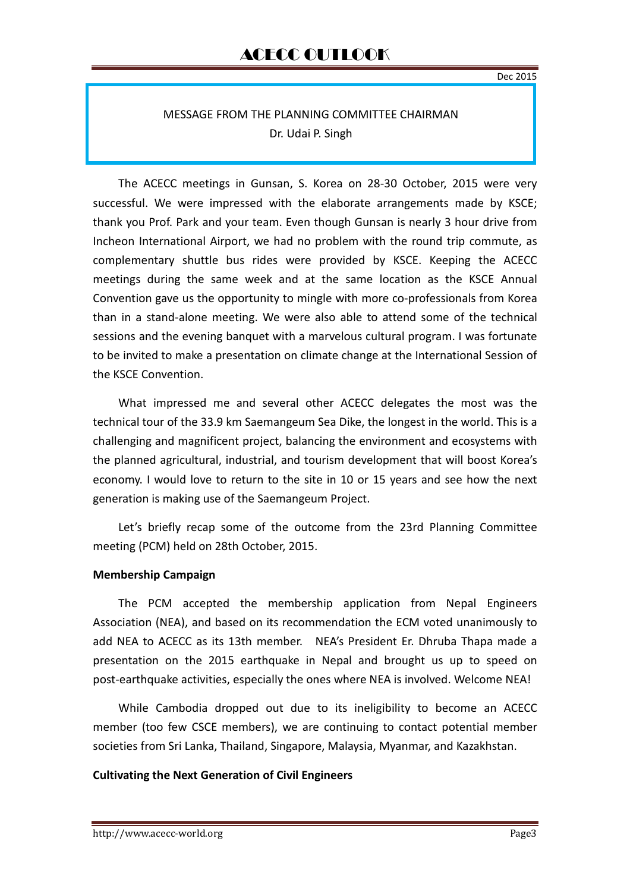## MESSAGE FROM THE PLANNING COMMITTEE CHAIRMAN

Dr. Udai P. Singh

The ACECC meetings in Gunsan, S. Korea on 28-30 October, 2015 were very successful. We were impressed with the elaborate arrangements made by KSCE; thank you Prof. Park and your team. Even though Gunsan is nearly 3 hour drive from Incheon International Airport, we had no problem with the round trip commute, as complementary shuttle bus rides were provided by KSCE. Keeping the ACECC meetings during the same week and at the same location as the KSCE Annual Convention gave us the opportunity to mingle with more co-professionals from Korea than in a stand-alone meeting. We were also able to attend some of the technical sessions and the evening banquet with a marvelous cultural program. I was fortunate to be invited to make a presentation on climate change at the International Session of the KSCE Convention.

What impressed me and several other ACECC delegates the most was the technical tour of the 33.9 km Saemangeum Sea Dike, the longest in the world. This is a challenging and magnificent project, balancing the environment and ecosystems with the planned agricultural, industrial, and tourism development that will boost Korea's economy. I would love to return to the site in 10 or 15 years and see how the next generation is making use of the Saemangeum Project.

Let's briefly recap some of the outcome from the 23rd Planning Committee meeting (PCM) held on 28th October, 2015.

**Membership Campaign**

The PCM accepted the membership application from Nepal Engineers Association (NEA), and based on its recommendation the ECM voted unanimously to add NEA to ACECC as its 13th member. NEA's President Er. Dhruba Thapa made a presentation on the 2015 earthquake in Nepal and brought us up to speed on post-earthquake activities, especially the ones where NEA is involved. Welcome NEA!

While Cambodia dropped out due to its ineligibility to become an ACECC member (too few CSCE members), we are continuing to contact potential member societies from Sri Lanka, Thailand, Singapore, Malaysia, Myanmar, and Kazakhstan.

**Cultivating the Next Generation of Civil Engineers**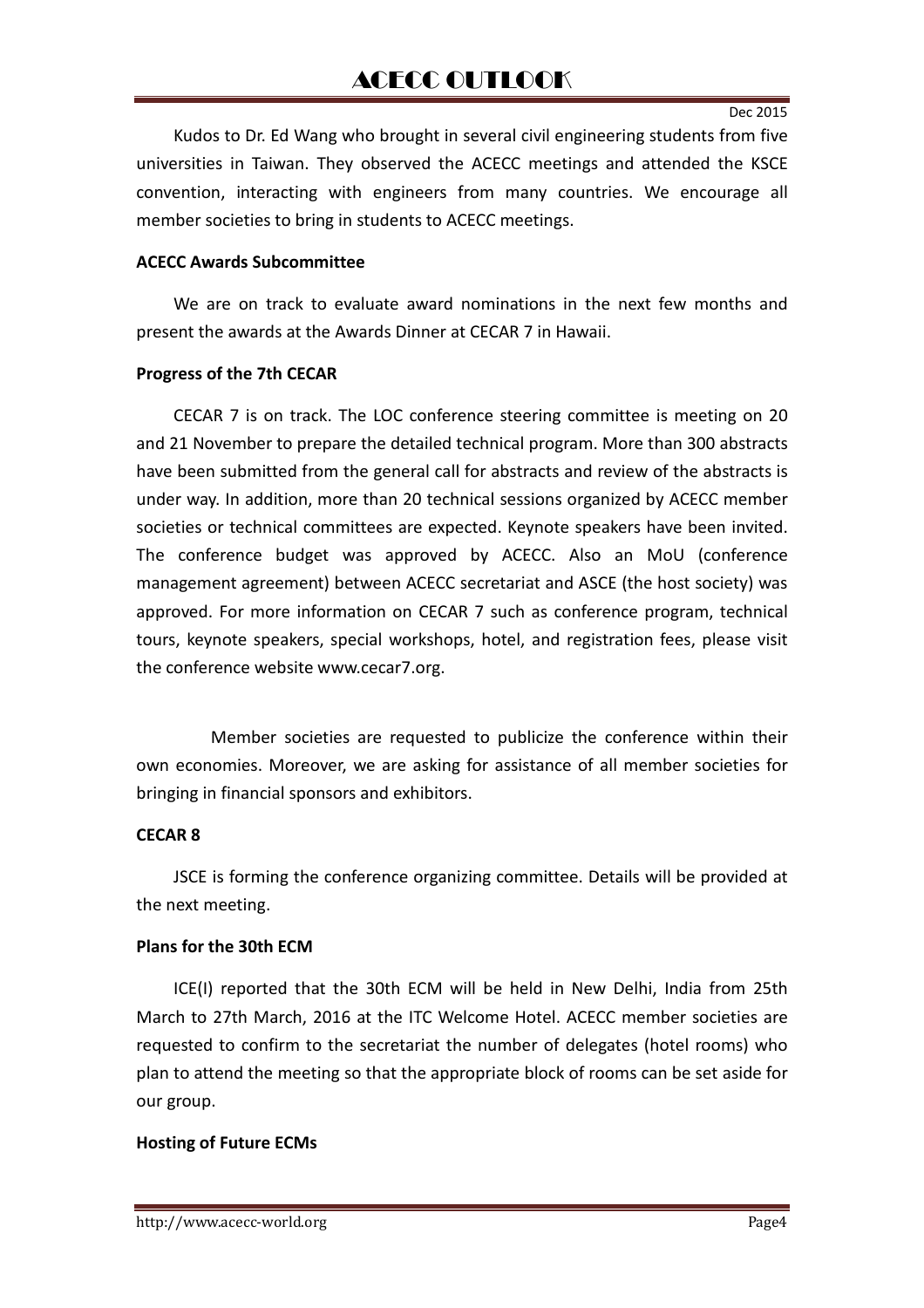Kudos to Dr. Ed Wang who brought in several civil engineering students from five universities in Taiwan. They observed the ACECC meetings and attended the KSCE convention, interacting with engineers from many countries. We encourage all member societies to bring in students to ACECC meetings.

**ACECC Awards Subcommittee**

We are on track to evaluate award nominations in the next few months and present the awards at the Awards Dinner at CECAR 7 in Hawaii.

**Progress of the 7th CECAR**

CECAR 7 is on track. The LOC conference steering committee is meeting on 20 and 21 November to prepare the detailed technical program. More than 300 abstracts have been submitted from the general call for abstracts and review of the abstracts is under way. In addition, more than 20 technical sessions organized by ACECC member societies or technical committees are expected. Keynote speakers have been invited. The conference budget was approved by ACECC. Also an MoU (conference management agreement) between ACECC secretariat and ASCE (the host society) was approved. For more information on CECAR 7 such as conference program, technical tours, keynote speakers, special workshops, hotel, and registration fees, please visit the conference website www.cecar7.org.

Member societies are requested to publicize the conference within their own economies. Moreover, we are asking for assistance of all member societies for bringing in financial sponsors and exhibitors.

**CECAR 8**

JSCE is forming the conference organizing committee. Details will be provided at the next meeting.

**Plans for the 30th ECM**

ICE(I) reported that the 30th ECM will be held in New Delhi, India from 25th March to 27th March, 2016 at the ITC Welcome Hotel. ACECC member societies are requested to confirm to the secretariat the number of delegates (hotel rooms) who plan to attend the meeting so that the appropriate block of rooms can be set aside for our group.

**Hosting of Future ECMs**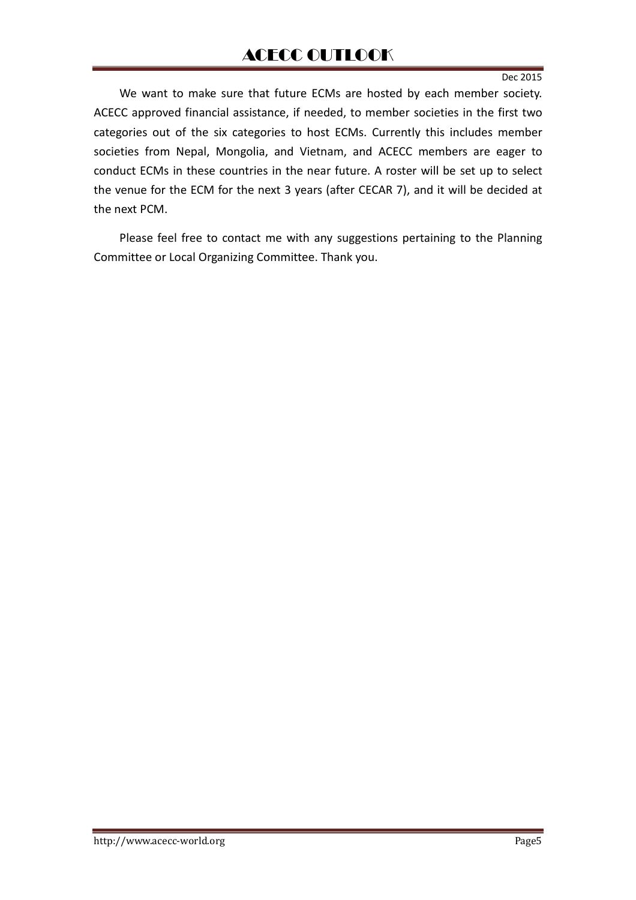We want to make sure that future ECMs are hosted by each member society. ACECC approved financial assistance, if needed, to member societies in the first two categories out of the six categories to host ECMs. Currently this includes member societies from Nepal, Mongolia, and Vietnam, and ACECC members are eager to conduct ECMs in these countries in the near future. A roster will be set up to select the venue for the ECM for the next 3 years (after CECAR 7), and it will be decided at the next PCM.

Please feel free to contact me with any suggestions pertaining to the Planning Committee or Local Organizing Committee. Thank you.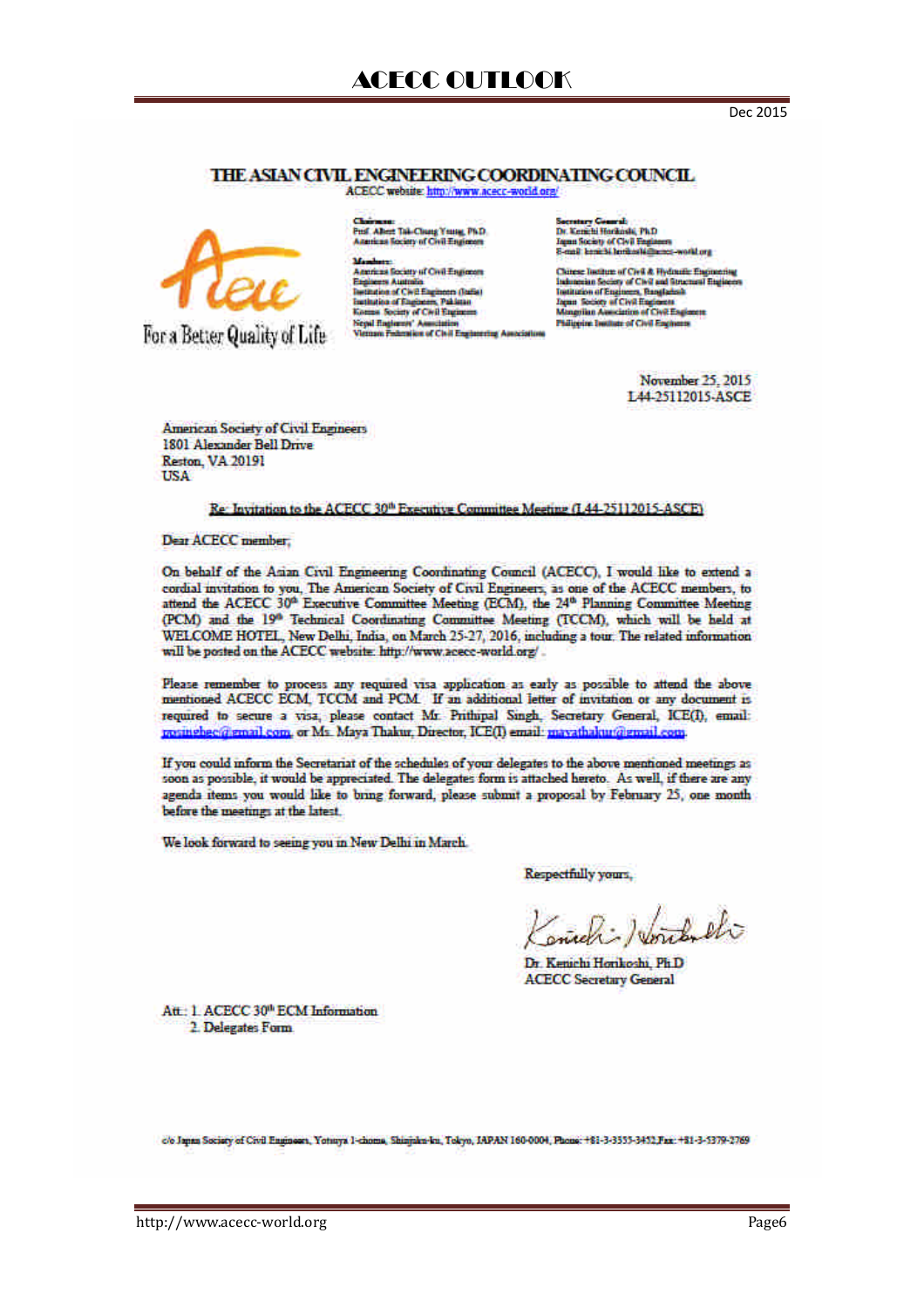Dec 2015

# THE ASIAN CIVIL ENGINEERING COORDINATING COUNCIL

ACECC website: http://www.acecc-world.org/

For a Better Quality of Life

**Chairman:**
Prof. Albert Tak-Chung Yang, PhD
American Society of Civil Engineers

**Members:**
American Society of Civil Engineers
Engineers Australia
Institution of Civil Engineers (India)
Institution of Engineers, Pakistan
Korean Society of Civil Engineers
Nepal Engineers' Association
Vietnam Federation of Civil Engineering Associations

**Secretary General:**
Dr. Kenichi Horikoshi, PhD
Japan Society of Civil Engineers
E-mail: kenichi.horikoshi@acecc-world.org

Chinese Institute of Civil & Hydraulic Engineering
Indonesian Society of Civil and Structural Engineers
Institution of Engineers, Bangladesh
Japan Society of Civil Engineers
Mongolian Association of Civil Engineers
Philippine Institute of Civil Engineers

November 25, 2015
L44-25112015-ASCE

American Society of Civil Engineers
1801 Alexander Bell Drive
Reston, VA 20191
USA

Re: Invitation to the ACECC 30th Executive Committee Meeting (L44-25112015-ASCE)

Dear ACECC member,

On behalf of the Asian Civil Engineering Coordinating Council (ACECC), I would like to extend a cordial invitation to you, The American Society of Civil Engineers, as one of the ACECC members, to attend the ACECC 30th Executive Committee Meeting (ECM), the 24th Planning Committee Meeting (PCM) and the 19th Technical Coordinating Committee Meeting (TCCM), which will be held at WELCOME HOTEL, New Delhi, India, on March 25-27, 2016, including a tour. The related information will be posted on the ACECC website: http://www.acecc-world.org/ .

Please remember to process any required visa application as early as possible to attend the above mentioned ACECC ECM, TCCM and PCM. If an additional letter of invitation or any document is required to secure a visa, please contact Mr. Prithipal Singh, Secretary General, ICE(I), email: mrsinghec@gmail.com, or Ms. Maya Thakur, Director, ICE(I) email: mayathakur@gmail.com.

If you could inform the Secretariat of the schedules of your delegates to the above mentioned meetings as soon as possible, it would be appreciated. The delegates form is attached hereto. As well, if there are any agenda items you would like to bring forward, please submit a proposal by February 25, one month before the meetings at the latest.

We look forward to seeing you in New Delhi in March.

Respectfully yours,

Dr. Kenichi Horikoshi, Ph.D
ACECC Secretary General

Att.: 1. ACECC 30th ECM Information
2. Delegates Form

c/o Japan Society of Civil Engineers, Yotsuya 1-chome, Shinjuku-ku, Tokyo, JAPAN 160-0004, Phone: +81-3-3355-3452,Fax: +81-3-5379-2769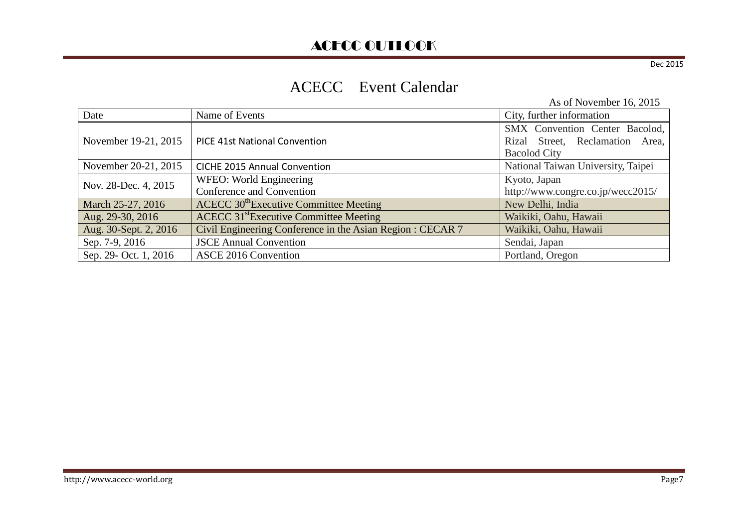# ACECC Event Calendar

As of November 16, 2015

| Date | Name of Events | City, further information |
|---|---|---|
| November 19-21, 2015 | PICE 41st National Convention | SMX Convention Center Bacolod, Rizal Street, Reclamation Area, Bacolod City |
| November 20-21, 2015 | CICHE 2015 Annual Convention | National Taiwan University, Taipei |
| Nov. 28-Dec. 4, 2015 | WFEO: World Engineering Conference and Convention | Kyoto, Japan http://www.congre.co.jp/wecc2015/ |
| March 25-27, 2016 | ACECC 30th Executive Committee Meeting | New Delhi, India |
| Aug. 29-30, 2016 | ACECC 31st Executive Committee Meeting | Waikiki, Oahu, Hawaii |
| Aug. 30-Sept. 2, 2016 | Civil Engineering Conference in the Asian Region : CECAR 7 | Waikiki, Oahu, Hawaii |
| Sep. 7-9, 2016 | JSCE Annual Convention | Sendai, Japan |
| Sep. 29- Oct. 1, 2016 | ASCE 2016 Convention | Portland, Oregon |